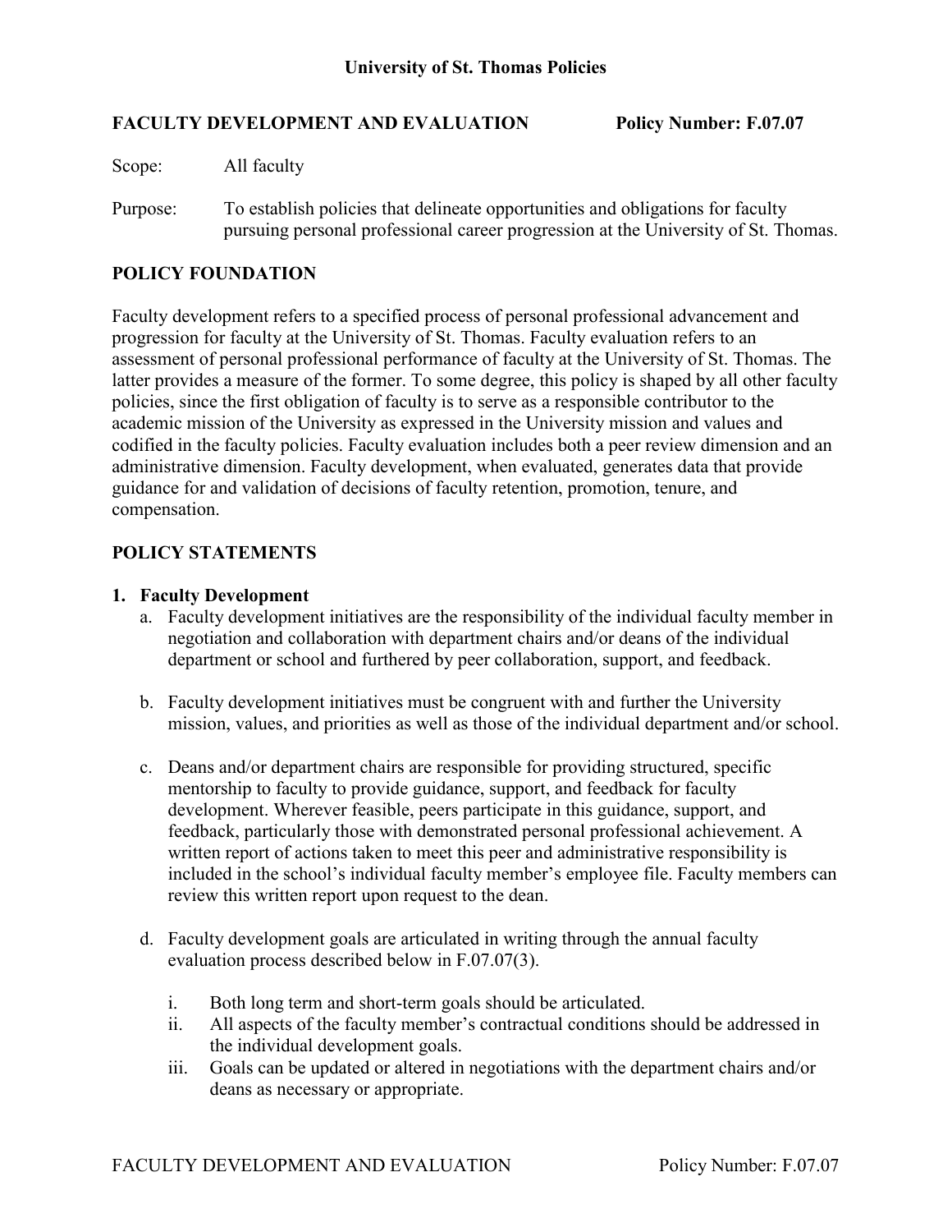# University of St. Thomas Policies

## FACULTY DEVELOPMENT AND EVALUATION — Policy Number: F.07.07

Scope: All faculty

Purpose: To establish policies that delineate opportunities and obligations for faculty pursuing personal professional career progression at the University of St. Thomas.

## POLICY FOUNDATION

Faculty development refers to a specified process of personal professional advancement and progression for faculty at the University of St. Thomas. Faculty evaluation refers to an assessment of personal professional performance of faculty at the University of St. Thomas. The latter provides a measure of the former. To some degree, this policy is shaped by all other faculty policies, since the first obligation of faculty is to serve as a responsible contributor to the academic mission of the University as expressed in the University mission and values and codified in the faculty policies. Faculty evaluation includes both a peer review dimension and an administrative dimension. Faculty development, when evaluated, generates data that provide guidance for and validation of decisions of faculty retention, promotion, tenure, and compensation.

## POLICY STATEMENTS

**1. Faculty Development**

a. Faculty development initiatives are the responsibility of the individual faculty member in negotiation and collaboration with department chairs and/or deans of the individual department or school and furthered by peer collaboration, support, and feedback.

b. Faculty development initiatives must be congruent with and further the University mission, values, and priorities as well as those of the individual department and/or school.

c. Deans and/or department chairs are responsible for providing structured, specific mentorship to faculty to provide guidance, support, and feedback for faculty development. Wherever feasible, peers participate in this guidance, support, and feedback, particularly those with demonstrated personal professional achievement. A written report of actions taken to meet this peer and administrative responsibility is included in the school's individual faculty member's employee file. Faculty members can review this written report upon request to the dean.

d. Faculty development goals are articulated in writing through the annual faculty evaluation process described below in F.07.07(3).

   i. Both long term and short-term goals should be articulated.
   
   ii. All aspects of the faculty member's contractual conditions should be addressed in the individual development goals.
   
   iii. Goals can be updated or altered in negotiations with the department chairs and/or deans as necessary or appropriate.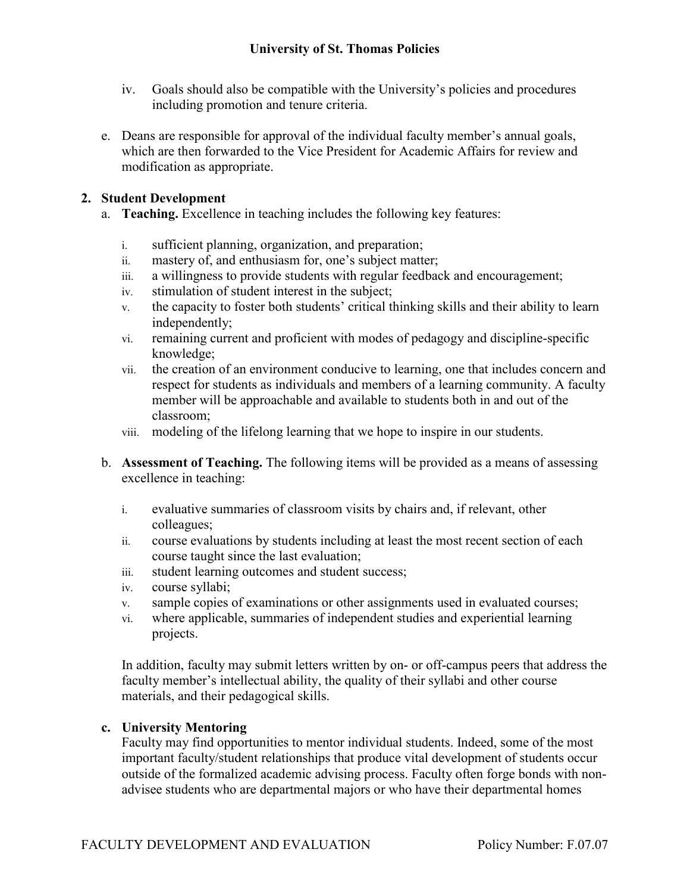iv. Goals should also be compatible with the University's policies and procedures including promotion and tenure criteria.

e. Deans are responsible for approval of the individual faculty member's annual goals, which are then forwarded to the Vice President for Academic Affairs for review and modification as appropriate.

**2. Student Development**

a. **Teaching.** Excellence in teaching includes the following key features:

i. sufficient planning, organization, and preparation;
ii. mastery of, and enthusiasm for, one's subject matter;
iii. a willingness to provide students with regular feedback and encouragement;
iv. stimulation of student interest in the subject;
v. the capacity to foster both students' critical thinking skills and their ability to learn independently;
vi. remaining current and proficient with modes of pedagogy and discipline-specific knowledge;
vii. the creation of an environment conducive to learning, one that includes concern and respect for students as individuals and members of a learning community. A faculty member will be approachable and available to students both in and out of the classroom;
viii. modeling of the lifelong learning that we hope to inspire in our students.

b. **Assessment of Teaching.** The following items will be provided as a means of assessing excellence in teaching:

i. evaluative summaries of classroom visits by chairs and, if relevant, other colleagues;
ii. course evaluations by students including at least the most recent section of each course taught since the last evaluation;
iii. student learning outcomes and student success;
iv. course syllabi;
v. sample copies of examinations or other assignments used in evaluated courses;
vi. where applicable, summaries of independent studies and experiential learning projects.

In addition, faculty may submit letters written by on- or off-campus peers that address the faculty member's intellectual ability, the quality of their syllabi and other course materials, and their pedagogical skills.

c. **University Mentoring**

Faculty may find opportunities to mentor individual students. Indeed, some of the most important faculty/student relationships that produce vital development of students occur outside of the formalized academic advising process. Faculty often forge bonds with non-advisee students who are departmental majors or who have their departmental homes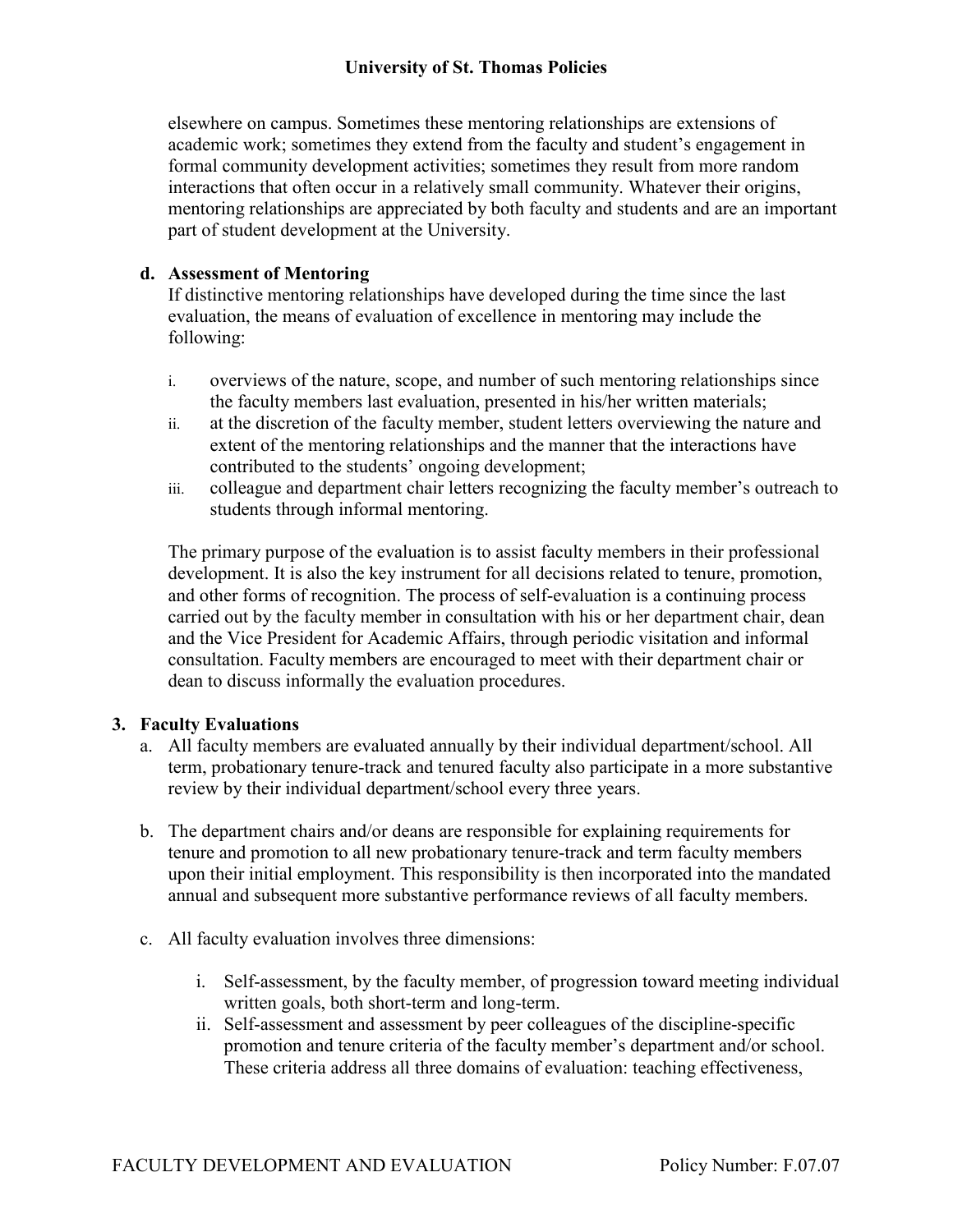elsewhere on campus. Sometimes these mentoring relationships are extensions of academic work; sometimes they extend from the faculty and student's engagement in formal community development activities; sometimes they result from more random interactions that often occur in a relatively small community. Whatever their origins, mentoring relationships are appreciated by both faculty and students and are an important part of student development at the University.

**d. Assessment of Mentoring**

If distinctive mentoring relationships have developed during the time since the last evaluation, the means of evaluation of excellence in mentoring may include the following:

i. overviews of the nature, scope, and number of such mentoring relationships since the faculty members last evaluation, presented in his/her written materials;
ii. at the discretion of the faculty member, student letters overviewing the nature and extent of the mentoring relationships and the manner that the interactions have contributed to the students' ongoing development;
iii. colleague and department chair letters recognizing the faculty member's outreach to students through informal mentoring.

The primary purpose of the evaluation is to assist faculty members in their professional development. It is also the key instrument for all decisions related to tenure, promotion, and other forms of recognition. The process of self-evaluation is a continuing process carried out by the faculty member in consultation with his or her department chair, dean and the Vice President for Academic Affairs, through periodic visitation and informal consultation. Faculty members are encouraged to meet with their department chair or dean to discuss informally the evaluation procedures.

## 3. Faculty Evaluations

a. All faculty members are evaluated annually by their individual department/school. All term, probationary tenure-track and tenured faculty also participate in a more substantive review by their individual department/school every three years.

b. The department chairs and/or deans are responsible for explaining requirements for tenure and promotion to all new probationary tenure-track and term faculty members upon their initial employment. This responsibility is then incorporated into the mandated annual and subsequent more substantive performance reviews of all faculty members.

c. All faculty evaluation involves three dimensions:

   i. Self-assessment, by the faculty member, of progression toward meeting individual written goals, both short-term and long-term.
   ii. Self-assessment and assessment by peer colleagues of the discipline-specific promotion and tenure criteria of the faculty member's department and/or school. These criteria address all three domains of evaluation: teaching effectiveness,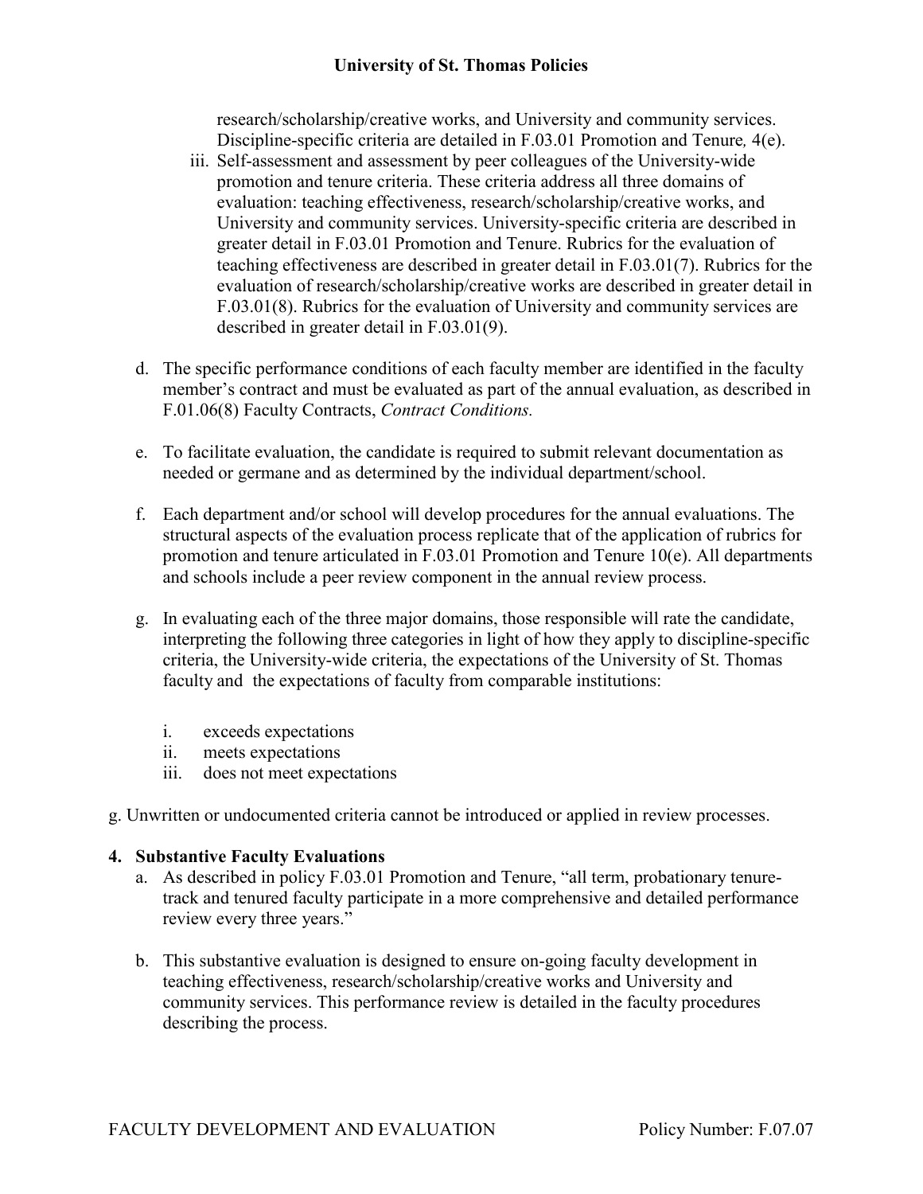research/scholarship/creative works, and University and community services. Discipline-specific criteria are detailed in F.03.01 Promotion and Tenure*,* 4(e).

iii. Self-assessment and assessment by peer colleagues of the University-wide promotion and tenure criteria. These criteria address all three domains of evaluation: teaching effectiveness, research/scholarship/creative works, and University and community services. University-specific criteria are described in greater detail in F.03.01 Promotion and Tenure. Rubrics for the evaluation of teaching effectiveness are described in greater detail in F.03.01(7). Rubrics for the evaluation of research/scholarship/creative works are described in greater detail in F.03.01(8). Rubrics for the evaluation of University and community services are described in greater detail in F.03.01(9).

d. The specific performance conditions of each faculty member are identified in the faculty member's contract and must be evaluated as part of the annual evaluation, as described in F.01.06(8) Faculty Contracts, *Contract Conditions.*

e. To facilitate evaluation, the candidate is required to submit relevant documentation as needed or germane and as determined by the individual department/school.

f. Each department and/or school will develop procedures for the annual evaluations. The structural aspects of the evaluation process replicate that of the application of rubrics for promotion and tenure articulated in F.03.01 Promotion and Tenure 10(e). All departments and schools include a peer review component in the annual review process.

g. In evaluating each of the three major domains, those responsible will rate the candidate, interpreting the following three categories in light of how they apply to discipline-specific criteria, the University-wide criteria, the expectations of the University of St. Thomas faculty and the expectations of faculty from comparable institutions:

   i. exceeds expectations
   ii. meets expectations
   iii. does not meet expectations

g. Unwritten or undocumented criteria cannot be introduced or applied in review processes.

**4. Substantive Faculty Evaluations**

a. As described in policy F.03.01 Promotion and Tenure, "all term, probationary tenure-track and tenured faculty participate in a more comprehensive and detailed performance review every three years."

b. This substantive evaluation is designed to ensure on-going faculty development in teaching effectiveness, research/scholarship/creative works and University and community services. This performance review is detailed in the faculty procedures describing the process.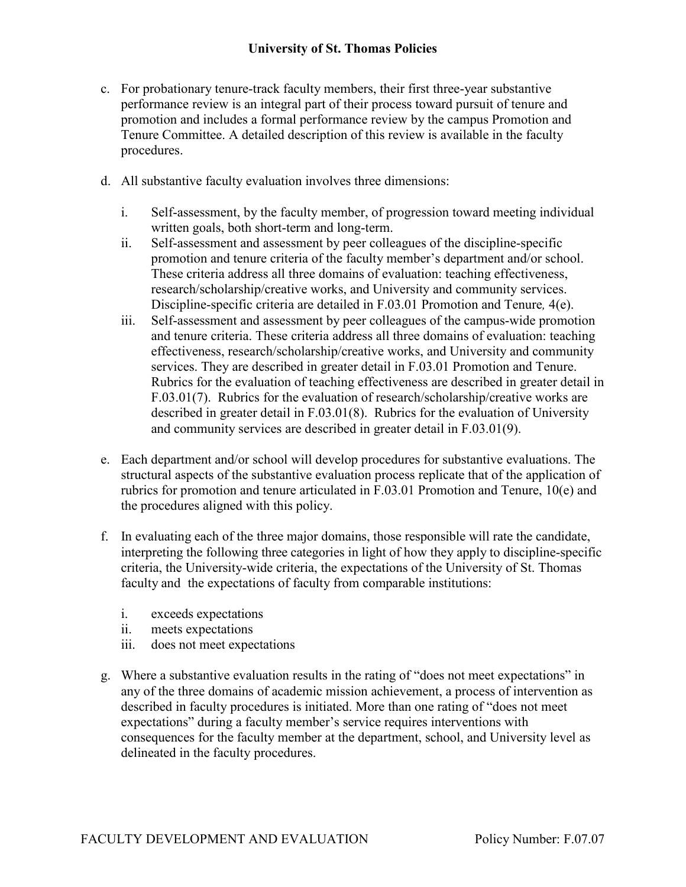c. For probationary tenure-track faculty members, their first three-year substantive performance review is an integral part of their process toward pursuit of tenure and promotion and includes a formal performance review by the campus Promotion and Tenure Committee. A detailed description of this review is available in the faculty procedures.

d. All substantive faculty evaluation involves three dimensions:

   i. Self-assessment, by the faculty member, of progression toward meeting individual written goals, both short-term and long-term.

   ii. Self-assessment and assessment by peer colleagues of the discipline-specific promotion and tenure criteria of the faculty member's department and/or school. These criteria address all three domains of evaluation: teaching effectiveness, research/scholarship/creative works, and University and community services. Discipline-specific criteria are detailed in F.03.01 Promotion and Tenure*,* 4(e).

   iii. Self-assessment and assessment by peer colleagues of the campus-wide promotion and tenure criteria. These criteria address all three domains of evaluation: teaching effectiveness, research/scholarship/creative works, and University and community services. They are described in greater detail in F.03.01 Promotion and Tenure. Rubrics for the evaluation of teaching effectiveness are described in greater detail in F.03.01(7). Rubrics for the evaluation of research/scholarship/creative works are described in greater detail in F.03.01(8). Rubrics for the evaluation of University and community services are described in greater detail in F.03.01(9).

e. Each department and/or school will develop procedures for substantive evaluations. The structural aspects of the substantive evaluation process replicate that of the application of rubrics for promotion and tenure articulated in F.03.01 Promotion and Tenure, 10(e) and the procedures aligned with this policy.

f. In evaluating each of the three major domains, those responsible will rate the candidate, interpreting the following three categories in light of how they apply to discipline-specific criteria, the University-wide criteria, the expectations of the University of St. Thomas faculty and the expectations of faculty from comparable institutions:

   i. exceeds expectations
   ii. meets expectations
   iii. does not meet expectations

g. Where a substantive evaluation results in the rating of "does not meet expectations" in any of the three domains of academic mission achievement, a process of intervention as described in faculty procedures is initiated. More than one rating of "does not meet expectations" during a faculty member's service requires interventions with consequences for the faculty member at the department, school, and University level as delineated in the faculty procedures.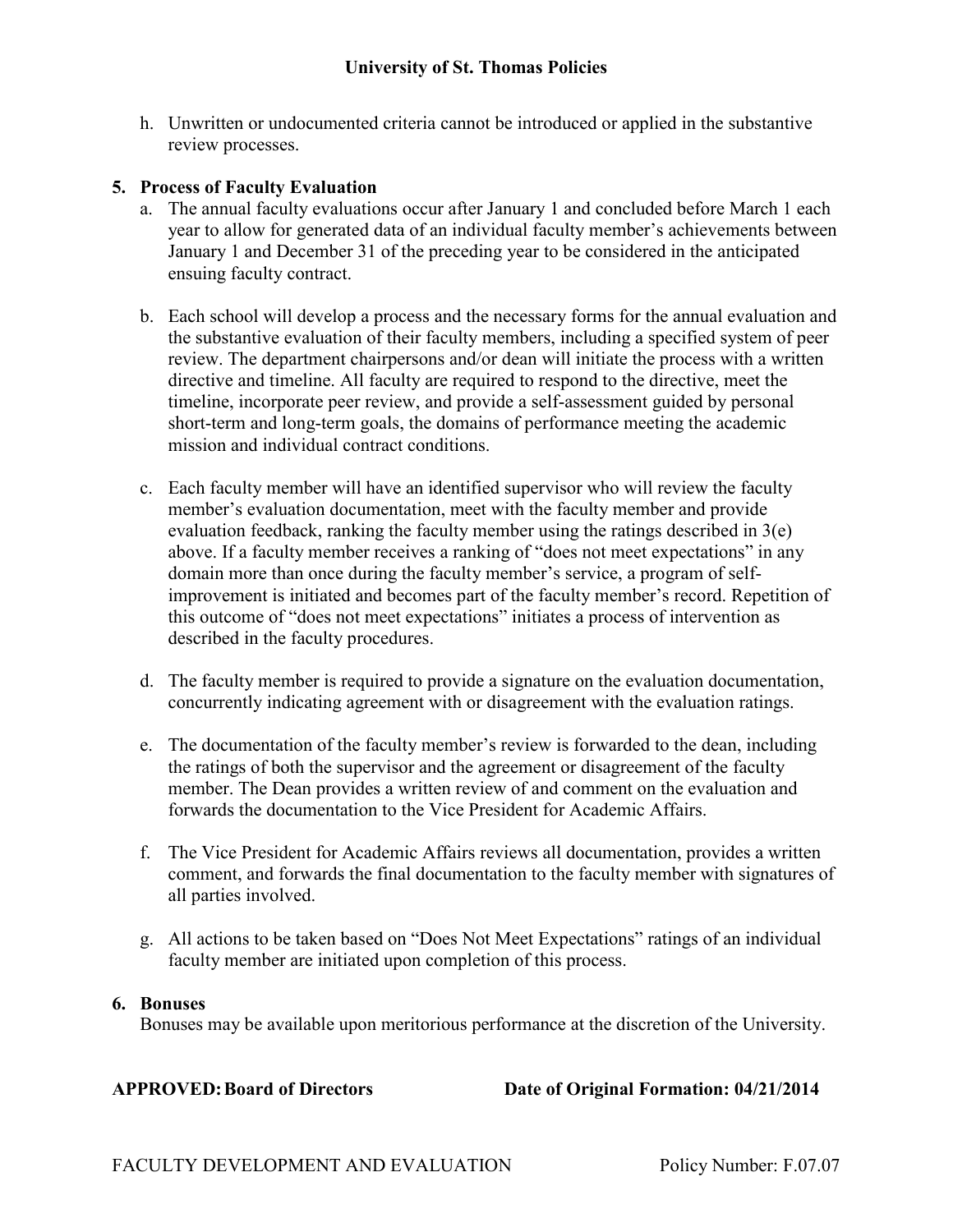h. Unwritten or undocumented criteria cannot be introduced or applied in the substantive review processes.

## 5. Process of Faculty Evaluation

a. The annual faculty evaluations occur after January 1 and concluded before March 1 each year to allow for generated data of an individual faculty member's achievements between January 1 and December 31 of the preceding year to be considered in the anticipated ensuing faculty contract.

b. Each school will develop a process and the necessary forms for the annual evaluation and the substantive evaluation of their faculty members, including a specified system of peer review. The department chairpersons and/or dean will initiate the process with a written directive and timeline. All faculty are required to respond to the directive, meet the timeline, incorporate peer review, and provide a self-assessment guided by personal short-term and long-term goals, the domains of performance meeting the academic mission and individual contract conditions.

c. Each faculty member will have an identified supervisor who will review the faculty member's evaluation documentation, meet with the faculty member and provide evaluation feedback, ranking the faculty member using the ratings described in 3(e) above. If a faculty member receives a ranking of "does not meet expectations" in any domain more than once during the faculty member's service, a program of self-improvement is initiated and becomes part of the faculty member's record. Repetition of this outcome of "does not meet expectations" initiates a process of intervention as described in the faculty procedures.

d. The faculty member is required to provide a signature on the evaluation documentation, concurrently indicating agreement with or disagreement with the evaluation ratings.

e. The documentation of the faculty member's review is forwarded to the dean, including the ratings of both the supervisor and the agreement or disagreement of the faculty member. The Dean provides a written review of and comment on the evaluation and forwards the documentation to the Vice President for Academic Affairs.

f. The Vice President for Academic Affairs reviews all documentation, provides a written comment, and forwards the final documentation to the faculty member with signatures of all parties involved.

g. All actions to be taken based on "Does Not Meet Expectations" ratings of an individual faculty member are initiated upon completion of this process.

## 6. Bonuses

Bonuses may be available upon meritorious performance at the discretion of the University.

**APPROVED: Board of Directors** **Date of Original Formation: 04/21/2014**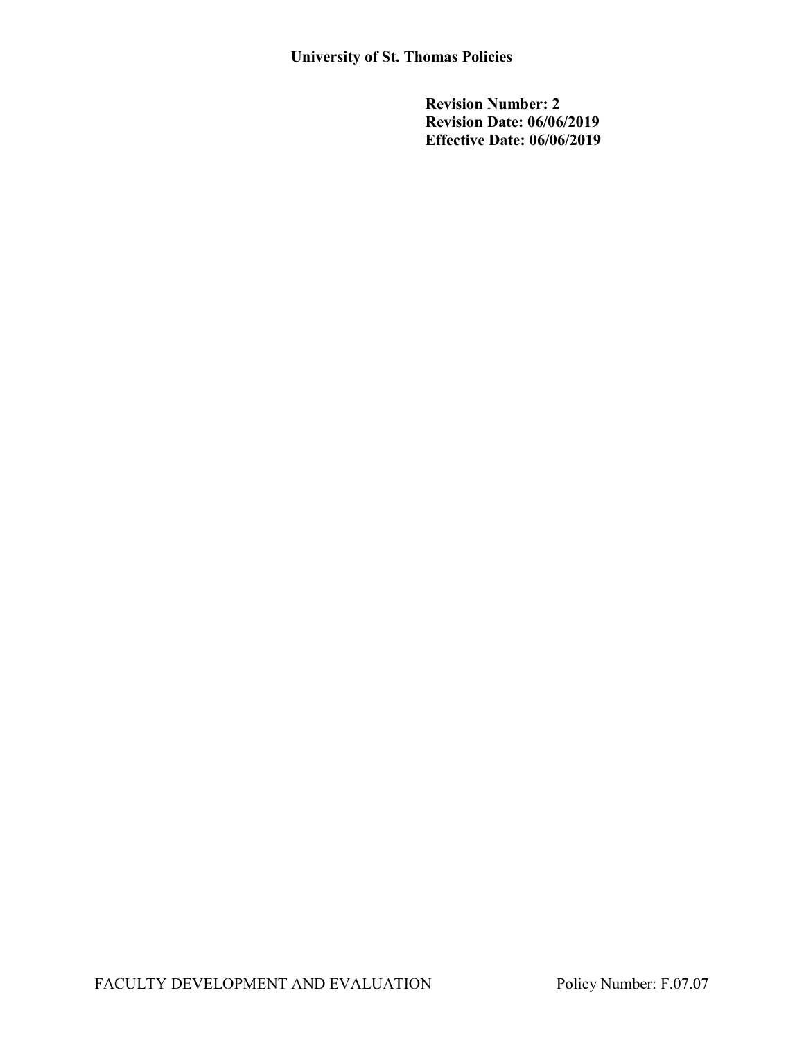**Revision Number: 2**
**Revision Date: 06/06/2019**
**Effective Date: 06/06/2019**